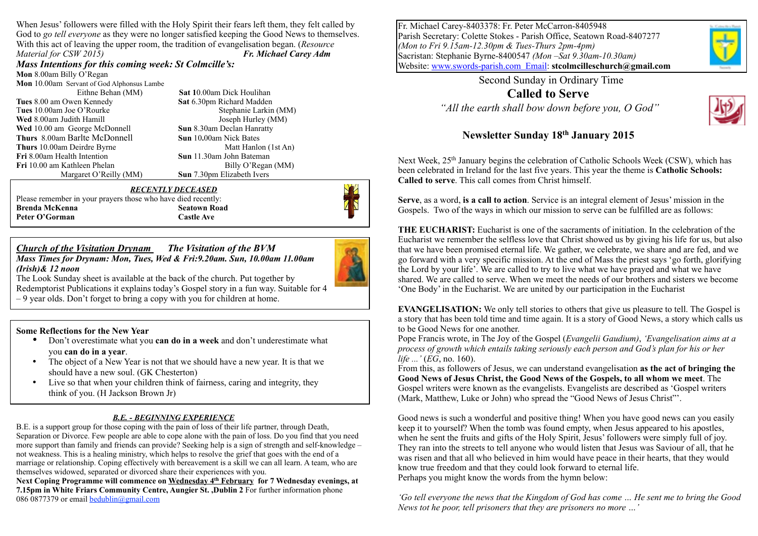Fr. Michael Carey-8403378: Fr. Peter McCarron-8405948
Parish Secretary: Colette Stokes - Parish Office, Seatown Road-8407277
*(Mon to Fri 9.15am-12.30pm & Tues-Thurs 2pm-4pm)*
Sacristan: Stephanie Byrne-8400547 *(Mon –Sat 9.30am-10.30am)*
Website: www.swords-parish.com Email: **stcolmcilleschurch@gmail.com**

Second Sunday in Ordinary Time

# Called to Serve

*"All the earth shall bow down before you, O God"*

## Newsletter Sunday 18th January 2015

Next Week, 25th January begins the celebration of Catholic Schools Week (CSW), which has been celebrated in Ireland for the last five years. This year the theme is **Catholic Schools: Called to serve**. This call comes from Christ himself.

**Serve**, as a word, **is a call to action**. Service is an integral element of Jesus' mission in the Gospels. Two of the ways in which our mission to serve can be fulfilled are as follows:

**THE EUCHARIST:** Eucharist is one of the sacraments of initiation. In the celebration of the Eucharist we remember the selfless love that Christ showed us by giving his life for us, but also that we have been promised eternal life. We gather, we celebrate, we share and are fed, and we go forward with a very specific mission. At the end of Mass the priest says 'go forth, glorifying the Lord by your life'. We are called to try to live what we have prayed and what we have shared. We are called to serve. When we meet the needs of our brothers and sisters we become 'One Body' in the Eucharist. We are united by our participation in the Eucharist

**EVANGELISATION:** We only tell stories to others that give us pleasure to tell. The Gospel is a story that has been told time and time again. It is a story of Good News, a story which calls us to be Good News for one another.

Pope Francis wrote, in The Joy of the Gospel (*Evangelii Gaudium*), *'Evangelisation aims at a process of growth which entails taking seriously each person and God's plan for his or her life ...'* (*EG*, no. 160).

From this, as followers of Jesus, we can understand evangelisation **as the act of bringing the Good News of Jesus Christ, the Good News of the Gospels, to all whom we meet**. The Gospel writers were known as the evangelists. Evangelists are described as 'Gospel writers (Mark, Matthew, Luke or John) who spread the "Good News of Jesus Christ"'.

Good news is such a wonderful and positive thing! When you have good news can you easily keep it to yourself? When the tomb was found empty, when Jesus appeared to his apostles, when he sent the fruits and gifts of the Holy Spirit, Jesus' followers were simply full of joy. They ran into the streets to tell anyone who would listen that Jesus was Saviour of all, that he was risen and that all who believed in him would have peace in their hearts, that they would know true freedom and that they could look forward to eternal life.

Perhaps you might know the words from the hymn below:

*'Go tell everyone the news that the Kingdom of God has come … He sent me to bring the Good News tot he poor, tell prisoners that they are prisoners no more …'*

When Jesus' followers were filled with the Holy Spirit their fears left them, they felt called by God to *go tell everyone* as they were no longer satisfied keeping the Good News to themselves. With this act of leaving the upper room, the tradition of evangelisation began. (*Resource Material for CSW 2015)* ***Fr. Michael Carey Adm***

### *Mass Intentions for this coming week: St Colmcille's:*

**Mon** 8.00am Billy O'Regan
**Mon** 10.00am Servant of God Alphonsus Lambe
Eithne Behan (MM)
**Tues** 8.00 am Owen Kennedy
**Tues** 10.00am Joe O'Rourke
**Wed** 8.00am Judith Hamill
**Wed** 10.00 am George McDonnell
**Thurs** 8.00am Barlte McDonnell
**Thurs** 10.00am Deirdre Byrne
**Fri** 8.00am Health Intention
**Fri** 10.00 am Kathleen Phelan
Margaret O'Reilly (MM)
**Sat** 10.00am Dick Houlihan
**Sat** 6.30pm Richard Madden
Stephanie Larkin (MM)
Joseph Hurley (MM)
**Sun** 8.30am Declan Hanratty
**Sun** 10.00am Nick Bates
Matt Hanlon (1st An)
**Sun** 11.30am John Bateman
Billy O'Regan (MM)
**Sun** 7.30pm Elizabeth Ivers

***RECENTLY DECEASED***

Please remember in your prayers those who have died recently:

| | |
|---|---|
| **Brenda McKenna** | **Seatown Road** |
| **Peter O'Gorman** | **Castle Ave** |

### *Church of the Visitation Drynam* *The Visitation of the BVM*

***Mass Times for Drynam: Mon, Tues, Wed & Fri:9.20am. Sun, 10.00am 11.00am (Irish)& 12 noon***

The Look Sunday sheet is available at the back of the church. Put together by Redemptorist Publications it explains today's Gospel story in a fun way. Suitable for 4 – 9 year olds. Don't forget to bring a copy with you for children at home.

### Some Reflections for the New Year

- Don't overestimate what you **can do in a week** and don't underestimate what you **can do in a year**.
- The object of a New Year is not that we should have a new year. It is that we should have a new soul. (GK Chesterton)
- Live so that when your children think of fairness, caring and integrity, they think of you. (H Jackson Brown Jr)

***B.E. - BEGINNING EXPERIENCE***

B.E. is a support group for those coping with the pain of loss of their life partner, through Death, Separation or Divorce. Few people are able to cope alone with the pain of loss. Do you find that you need more support than family and friends can provide? Seeking help is a sign of strength and self-knowledge – not weakness. This is a healing ministry, which helps to resolve the grief that goes with the end of a marriage or relationship. Coping effectively with bereavement is a skill we can all learn. A team, who are themselves widowed, separated or divorced share their experiences with you.

**Next Coping Programme will commence on Wednesday 4th February for 7 Wednesday evenings, at 7.15pm in White Friars Community Centre, Aungier St. ,Dublin 2** For further information phone 086 0877379 or email bedublin@gmail.com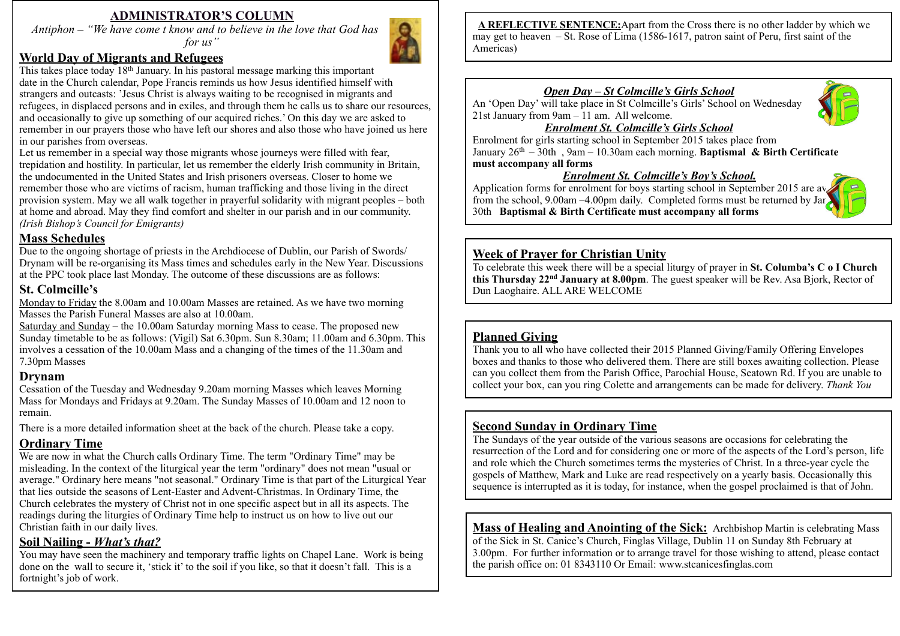## ADMINISTRATOR'S COLUMN

*Antiphon – "We have come t know and to believe in the love that God has for us"*

### World Day of Migrants and Refugees

This takes place today 18th January. In his pastoral message marking this important date in the Church calendar, Pope Francis reminds us how Jesus identified himself with strangers and outcasts: 'Jesus Christ is always waiting to be recognised in migrants and refugees, in displaced persons and in exiles, and through them he calls us to share our resources, and occasionally to give up something of our acquired riches.' On this day we are asked to remember in our prayers those who have left our shores and also those who have joined us here in our parishes from overseas.

Let us remember in a special way those migrants whose journeys were filled with fear, trepidation and hostility. In particular, let us remember the elderly Irish community in Britain, the undocumented in the United States and Irish prisoners overseas. Closer to home we remember those who are victims of racism, human trafficking and those living in the direct provision system. May we all walk together in prayerful solidarity with migrant peoples – both at home and abroad. May they find comfort and shelter in our parish and in our community. *(Irish Bishop's Council for Emigrants)*

### Mass Schedules

Due to the ongoing shortage of priests in the Archdiocese of Dublin, our Parish of Swords/ Drynam will be re-organising its Mass times and schedules early in the New Year. Discussions at the PPC took place last Monday. The outcome of these discussions are as follows:

### St. Colmcille's

Monday to Friday the 8.00am and 10.00am Masses are retained. As we have two morning Masses the Parish Funeral Masses are also at 10.00am.

Saturday and Sunday – the 10.00am Saturday morning Mass to cease. The proposed new Sunday timetable to be as follows: (Vigil) Sat 6.30pm. Sun 8.30am; 11.00am and 6.30pm. This involves a cessation of the 10.00am Mass and a changing of the times of the 11.30am and 7.30pm Masses

### Drynam

Cessation of the Tuesday and Wednesday 9.20am morning Masses which leaves Morning Mass for Mondays and Fridays at 9.20am. The Sunday Masses of 10.00am and 12 noon to remain.

There is a more detailed information sheet at the back of the church. Please take a copy.

### Ordinary Time

We are now in what the Church calls Ordinary Time. The term "Ordinary Time" may be misleading. In the context of the liturgical year the term "ordinary" does not mean "usual or average." Ordinary here means "not seasonal." Ordinary Time is that part of the Liturgical Year that lies outside the seasons of Lent-Easter and Advent-Christmas. In Ordinary Time, the Church celebrates the mystery of Christ not in one specific aspect but in all its aspects. The readings during the liturgies of Ordinary Time help to instruct us on how to live out our Christian faith in our daily lives.

### Soil Nailing - *What's that?*

You may have seen the machinery and temporary traffic lights on Chapel Lane. Work is being done on the wall to secure it, 'stick it' to the soil if you like, so that it doesn't fall. This is a fortnight's job of work.

---

**A REFLECTIVE SENTENCE:** Apart from the Cross there is no other ladder by which we may get to heaven – St. Rose of Lima (1586-1617, patron saint of Peru, first saint of the Americas)

---

### *Open Day – St Colmcille's Girls School*

An 'Open Day' will take place in St Colmcille's Girls' School on Wednesday 21st January from 9am – 11 am. All welcome.

### *Enrolment St. Colmcille's Girls School*

Enrolment for girls starting school in September 2015 takes place from January 26th – 30th , 9am – 10.30am each morning. **Baptismal & Birth Certificate must accompany all forms**

### *Enrolment St. Colmcille's Boy's School.*

Application forms for enrolment for boys starting school in September 2015 are av from the school, 9.00am –4.00pm daily. Completed forms must be returned by Jan 30th **Baptismal & Birth Certificate must accompany all forms**

---

### Week of Prayer for Christian Unity

To celebrate this week there will be a special liturgy of prayer in **St. Columba's C o I Church this Thursday 22nd January at 8.00pm**. The guest speaker will be Rev. Asa Bjork, Rector of Dun Laoghaire. ALL ARE WELCOME

---

### Planned Giving

Thank you to all who have collected their 2015 Planned Giving/Family Offering Envelopes boxes and thanks to those who delivered them. There are still boxes awaiting collection. Please can you collect them from the Parish Office, Parochial House, Seatown Rd. If you are unable to collect your box, can you ring Colette and arrangements can be made for delivery. *Thank You*

---

### Second Sunday in Ordinary Time

The Sundays of the year outside of the various seasons are occasions for celebrating the resurrection of the Lord and for considering one or more of the aspects of the Lord's person, life and role which the Church sometimes terms the mysteries of Christ. In a three-year cycle the gospels of Matthew, Mark and Luke are read respectively on a yearly basis. Occasionally this sequence is interrupted as it is today, for instance, when the gospel proclaimed is that of John.

---

**Mass of Healing and Anointing of the Sick:** Archbishop Martin is celebrating Mass of the Sick in St. Canice's Church, Finglas Village, Dublin 11 on Sunday 8th February at 3.00pm. For further information or to arrange travel for those wishing to attend, please contact the parish office on: 01 8343110 Or Email: www.stcanicesfinglas.com